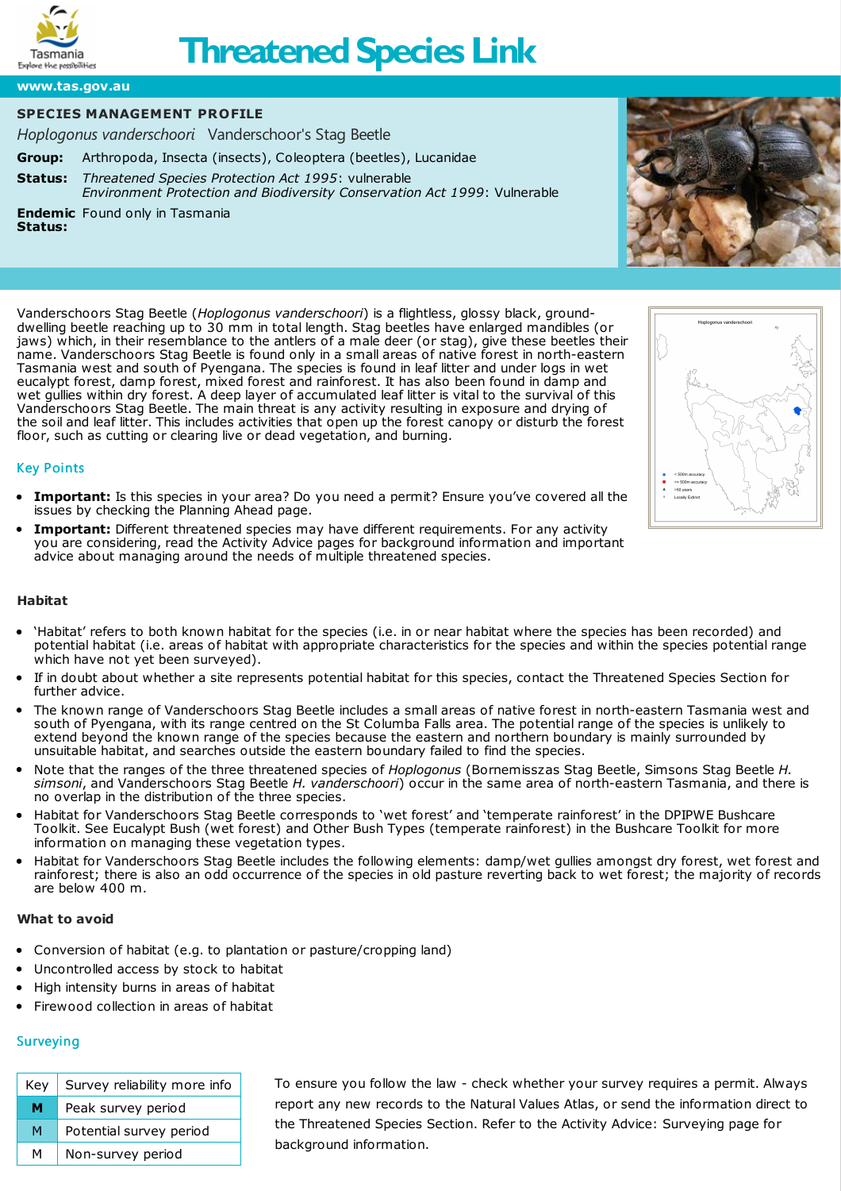# Threatened Species Link

www.tas.gov.au

## SPECIES MANAGEMENT PROFILE

*Hoplogonus vanderschoori* Vanderschoor's Stag Beetle

**Group:** Arthropoda, Insecta (insects), Coleoptera (beetles), Lucanidae

**Status:** *Threatened Species Protection Act 1995*: vulnerable
*Environment Protection and Biodiversity Conservation Act 1999*: Vulnerable

**Endemic Status:** Found only in Tasmania

Vanderschoors Stag Beetle (*Hoplogonus vanderschoori*) is a flightless, glossy black, ground-dwelling beetle reaching up to 30 mm in total length. Stag beetles have enlarged mandibles (or jaws) which, in their resemblance to the antlers of a male deer (or stag), give these beetles their name. Vanderschoors Stag Beetle is found only in a small areas of native forest in north-eastern Tasmania west and south of Pyengana. The species is found in leaf litter and under logs in wet eucalypt forest, damp forest, mixed forest and rainforest. It has also been found in damp and wet gullies within dry forest. A deep layer of accumulated leaf litter is vital to the survival of this Vanderschoors Stag Beetle. The main threat is any activity resulting in exposure and drying of the soil and leaf litter. This includes activities that open up the forest canopy or disturb the forest floor, such as cutting or clearing live or dead vegetation, and burning.

## Key Points

- **Important:** Is this species in your area? Do you need a permit? Ensure you've covered all the issues by checking the Planning Ahead page.
- **Important:** Different threatened species may have different requirements. For any activity you are considering, read the Activity Advice pages for background information and important advice about managing around the needs of multiple threatened species.

### Habitat

- 'Habitat' refers to both known habitat for the species (i.e. in or near habitat where the species has been recorded) and potential habitat (i.e. areas of habitat with appropriate characteristics for the species and within the species potential range which have not yet been surveyed).
- If in doubt about whether a site represents potential habitat for this species, contact the Threatened Species Section for further advice.
- The known range of Vanderschoors Stag Beetle includes a small areas of native forest in north-eastern Tasmania west and south of Pyengana, with its range centred on the St Columba Falls area. The potential range of the species is unlikely to extend beyond the known range of the species because the eastern and northern boundary is mainly surrounded by unsuitable habitat, and searches outside the eastern boundary failed to find the species.
- Note that the ranges of the three threatened species of *Hoplogonus* (Bornemisszas Stag Beetle, Simsons Stag Beetle *H. simsoni*, and Vanderschoors Stag Beetle *H. vanderschoori*) occur in the same area of north-eastern Tasmania, and there is no overlap in the distribution of the three species.
- Habitat for Vanderschoors Stag Beetle corresponds to 'wet forest' and 'temperate rainforest' in the DPIPWE Bushcare Toolkit. See Eucalypt Bush (wet forest) and Other Bush Types (temperate rainforest) in the Bushcare Toolkit for more information on managing these vegetation types.
- Habitat for Vanderschoors Stag Beetle includes the following elements: damp/wet gullies amongst dry forest, wet forest and rainforest; there is also an odd occurrence of the species in old pasture reverting back to wet forest; the majority of records are below 400 m.

### What to avoid

- Conversion of habitat (e.g. to plantation or pasture/cropping land)
- Uncontrolled access by stock to habitat
- High intensity burns in areas of habitat
- Firewood collection in areas of habitat

## Surveying

| Key | Survey reliability more info |
|---|---|
| **M** | Peak survey period |
| M | Potential survey period |
| M | Non-survey period |

To ensure you follow the law - check whether your survey requires a permit. Always report any new records to the Natural Values Atlas, or send the information direct to the Threatened Species Section. Refer to the Activity Advice: Surveying page for background information.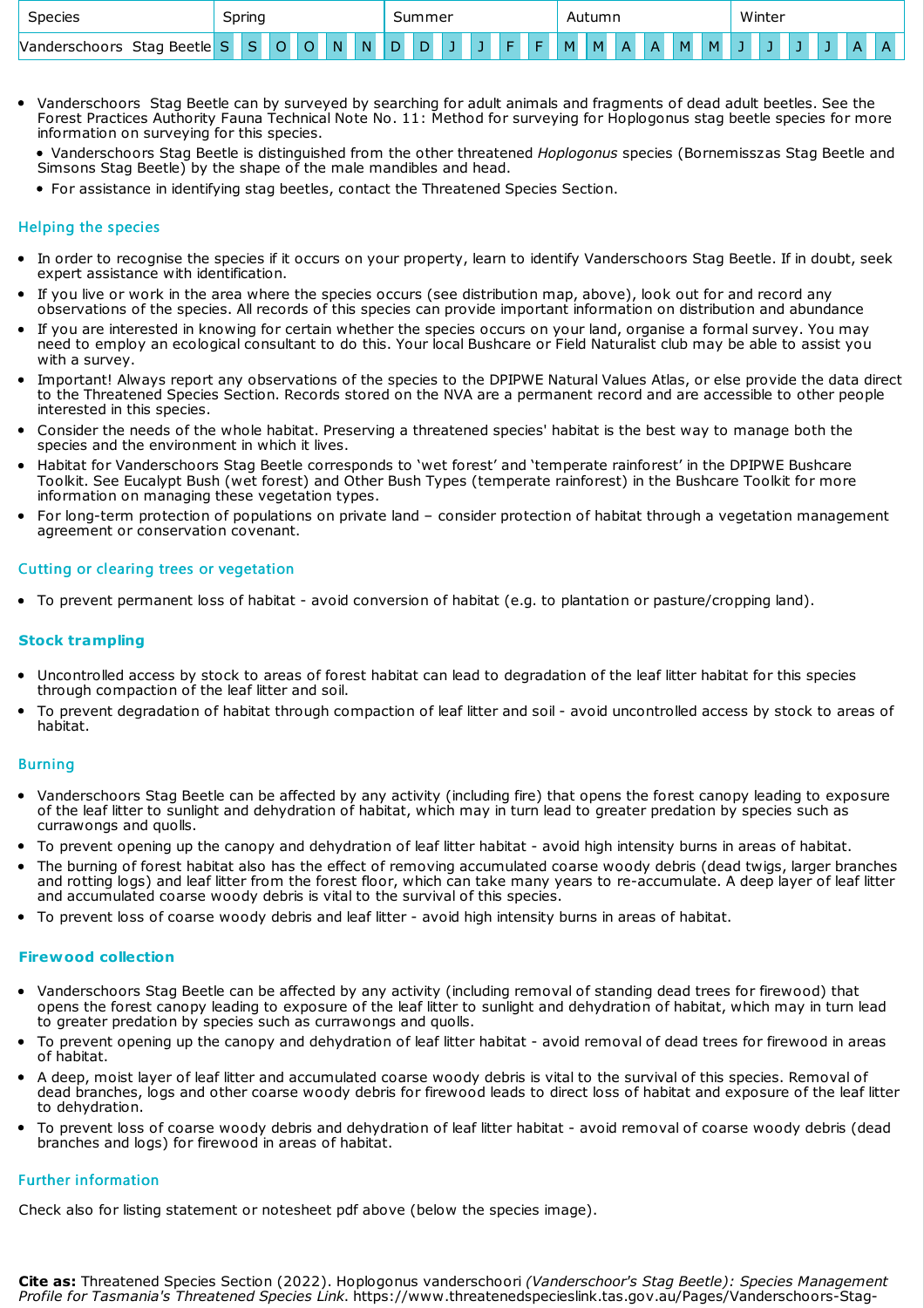| Species | Spring | | | | | | Summer | | | | | | Autumn | | | | | | Winter | | | | | |
|---|---|---|---|---|---|---|---|---|---|---|---|---|---|---|---|---|---|---|---|---|---|---|---|---|
| Vanderschoors Stag Beetle | S | S | O | O | N | N | D | D | J | J | F | F | M | M | A | A | M | M | J | J | J | J | A | A |

- Vanderschoors Stag Beetle can by surveyed by searching for adult animals and fragments of dead adult beetles. See the Forest Practices Authority Fauna Technical Note No. 11: Method for surveying for Hoplogonus stag beetle species for more information on surveying for this species.
  - Vanderschoors Stag Beetle is distinguished from the other threatened *Hoplogonus* species (Bornemisszas Stag Beetle and Simsons Stag Beetle) by the shape of the male mandibles and head.
  - For assistance in identifying stag beetles, contact the Threatened Species Section.

## Helping the species

- In order to recognise the species if it occurs on your property, learn to identify Vanderschoors Stag Beetle. If in doubt, seek expert assistance with identification.
- If you live or work in the area where the species occurs (see distribution map, above), look out for and record any observations of the species. All records of this species can provide important information on distribution and abundance
- If you are interested in knowing for certain whether the species occurs on your land, organise a formal survey. You may need to employ an ecological consultant to do this. Your local Bushcare or Field Naturalist club may be able to assist you with a survey.
- Important! Always report any observations of the species to the DPIPWE Natural Values Atlas, or else provide the data direct to the Threatened Species Section. Records stored on the NVA are a permanent record and are accessible to other people interested in this species.
- Consider the needs of the whole habitat. Preserving a threatened species' habitat is the best way to manage both the species and the environment in which it lives.
- Habitat for Vanderschoors Stag Beetle corresponds to 'wet forest' and 'temperate rainforest' in the DPIPWE Bushcare Toolkit. See Eucalypt Bush (wet forest) and Other Bush Types (temperate rainforest) in the Bushcare Toolkit for more information on managing these vegetation types.
- For long-term protection of populations on private land – consider protection of habitat through a vegetation management agreement or conservation covenant.

## Cutting or clearing trees or vegetation

- To prevent permanent loss of habitat - avoid conversion of habitat (e.g. to plantation or pasture/cropping land).

## Stock trampling

- Uncontrolled access by stock to areas of forest habitat can lead to degradation of the leaf litter habitat for this species through compaction of the leaf litter and soil.
- To prevent degradation of habitat through compaction of leaf litter and soil - avoid uncontrolled access by stock to areas of habitat.

## Burning

- Vanderschoors Stag Beetle can be affected by any activity (including fire) that opens the forest canopy leading to exposure of the leaf litter to sunlight and dehydration of habitat, which may in turn lead to greater predation by species such as currawongs and quolls.
- To prevent opening up the canopy and dehydration of leaf litter habitat - avoid high intensity burns in areas of habitat.
- The burning of forest habitat also has the effect of removing accumulated coarse woody debris (dead twigs, larger branches and rotting logs) and leaf litter from the forest floor, which can take many years to re-accumulate. A deep layer of leaf litter and accumulated coarse woody debris is vital to the survival of this species.
- To prevent loss of coarse woody debris and leaf litter - avoid high intensity burns in areas of habitat.

## Firewood collection

- Vanderschoors Stag Beetle can be affected by any activity (including removal of standing dead trees for firewood) that opens the forest canopy leading to exposure of the leaf litter to sunlight and dehydration of habitat, which may in turn lead to greater predation by species such as currawongs and quolls.
- To prevent opening up the canopy and dehydration of leaf litter habitat - avoid removal of dead trees for firewood in areas of habitat.
- A deep, moist layer of leaf litter and accumulated coarse woody debris is vital to the survival of this species. Removal of dead branches, logs and other coarse woody debris for firewood leads to direct loss of habitat and exposure of the leaf litter to dehydration.
- To prevent loss of coarse woody debris and dehydration of leaf litter habitat - avoid removal of coarse woody debris (dead branches and logs) for firewood in areas of habitat.

## Further information

Check also for listing statement or notesheet pdf above (below the species image).

**Cite as:** Threatened Species Section (2022). Hoplogonus vanderschoori *(Vanderschoor's Stag Beetle): Species Management Profile for Tasmania's Threatened Species Link*. https://www.threatenedspecieslink.tas.gov.au/Pages/Vanderschoors-Stag-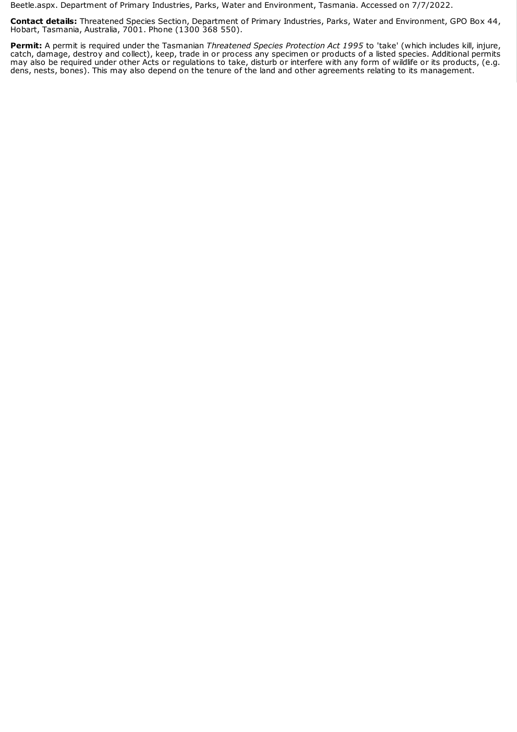Beetle.aspx. Department of Primary Industries, Parks, Water and Environment, Tasmania. Accessed on 7/7/2022.

**Contact details:** Threatened Species Section, Department of Primary Industries, Parks, Water and Environment, GPO Box 44, Hobart, Tasmania, Australia, 7001. Phone (1300 368 550).

**Permit:** A permit is required under the Tasmanian *Threatened Species Protection Act 1995* to 'take' (which includes kill, injure, catch, damage, destroy and collect), keep, trade in or process any specimen or products of a listed species. Additional permits may also be required under other Acts or regulations to take, disturb or interfere with any form of wildlife or its products, (e.g. dens, nests, bones). This may also depend on the tenure of the land and other agreements relating to its management.